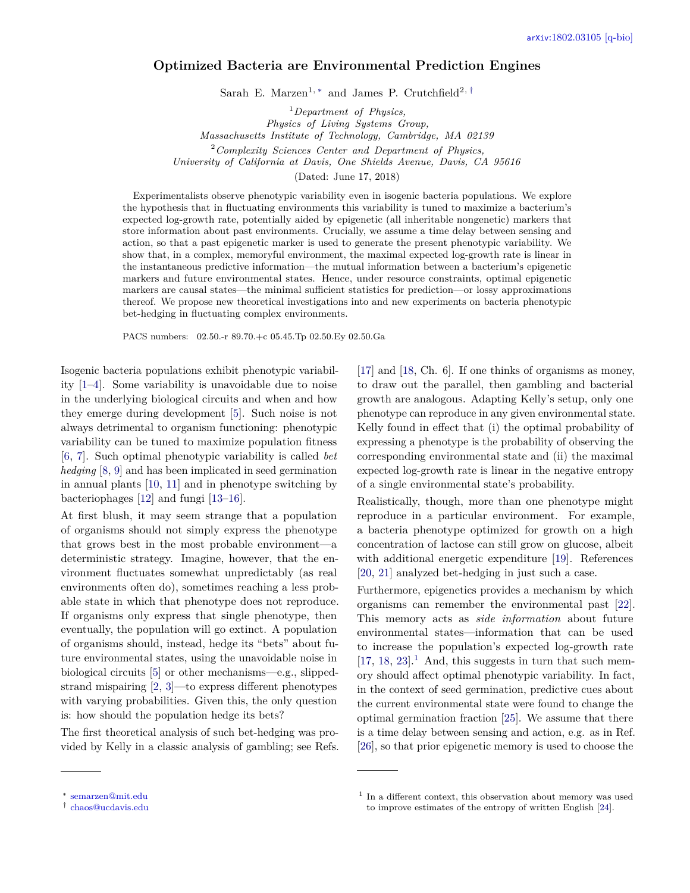# Optimized Bacteria are Environmental Prediction Engines

Sarah E. Marzen[1, *] and James P. Crutchfield[2, †]

[1] *Department of Physics, Physics of Living Systems Group, Massachusetts Institute of Technology, Cambridge, MA 02139*

[2] *Complexity Sciences Center and Department of Physics, University of California at Davis, One Shields Avenue, Davis, CA 95616*

(Dated: June 17, 2018)

Experimentalists observe phenotypic variability even in isogenic bacteria populations. We explore the hypothesis that in fluctuating environments this variability is tuned to maximize a bacterium's expected log-growth rate, potentially aided by epigenetic (all inheritable nongenetic) markers that store information about past environments. Crucially, we assume a time delay between sensing and action, so that a past epigenetic marker is used to generate the present phenotypic variability. We show that, in a complex, memoryful environment, the maximal expected log-growth rate is linear in the instantaneous predictive information—the mutual information between a bacterium's epigenetic markers and future environmental states. Hence, under resource constraints, optimal epigenetic markers are causal states—the minimal sufficient statistics for prediction—or lossy approximations thereof. We propose new theoretical investigations into and new experiments on bacteria phenotypic bet-hedging in fluctuating complex environments.

PACS numbers: 02.50.-r 89.70.+c 05.45.Tp 02.50.Ey 02.50.Ga

Isogenic bacteria populations exhibit phenotypic variability [1–4]. Some variability is unavoidable due to noise in the underlying biological circuits and when and how they emerge during development [5]. Such noise is not always detrimental to organism functioning: phenotypic variability can be tuned to maximize population fitness [6, 7]. Such optimal phenotypic variability is called *bet hedging* [8, 9] and has been implicated in seed germination in annual plants [10, 11] and in phenotype switching by bacteriophages [12] and fungi [13–16].

At first blush, it may seem strange that a population of organisms should not simply express the phenotype that grows best in the most probable environment—a deterministic strategy. Imagine, however, that the environment fluctuates somewhat unpredictably (as real environments often do), sometimes reaching a less probable state in which that phenotype does not reproduce. If organisms only express that single phenotype, then eventually, the population will go extinct. A population of organisms should, instead, hedge its "bets" about future environmental states, using the unavoidable noise in biological circuits [5] or other mechanisms—e.g., slipped-strand mispairing [2, 3]—to express different phenotypes with varying probabilities. Given this, the only question is: how should the population hedge its bets?

The first theoretical analysis of such bet-hedging was provided by Kelly in a classic analysis of gambling; see Refs. [17] and [18, Ch. 6]. If one thinks of organisms as money, to draw out the parallel, then gambling and bacterial growth are analogous. Adapting Kelly's setup, only one phenotype can reproduce in any given environmental state. Kelly found in effect that (i) the optimal probability of expressing a phenotype is the probability of observing the corresponding environmental state and (ii) the maximal expected log-growth rate is linear in the negative entropy of a single environmental state's probability.

Realistically, though, more than one phenotype might reproduce in a particular environment. For example, a bacteria phenotype optimized for growth on a high concentration of lactose can still grow on glucose, albeit with additional energetic expenditure [19]. References [20, 21] analyzed bet-hedging in just such a case.

Furthermore, epigenetics provides a mechanism by which organisms can remember the environmental past [22]. This memory acts as *side information* about future environmental states—information that can be used to increase the population's expected log-growth rate [17, 18, 23].[1] And, this suggests in turn that such memory should affect optimal phenotypic variability. In fact, in the context of seed germination, predictive cues about the current environmental state were found to change the optimal germination fraction [25]. We assume that there is a time delay between sensing and action, e.g. as in Ref. [26], so that prior epigenetic memory is used to choose the

---

* semarzen@mit.edu

† chaos@ucdavis.edu

[1] In a different context, this observation about memory was used to improve estimates of the entropy of written English [24].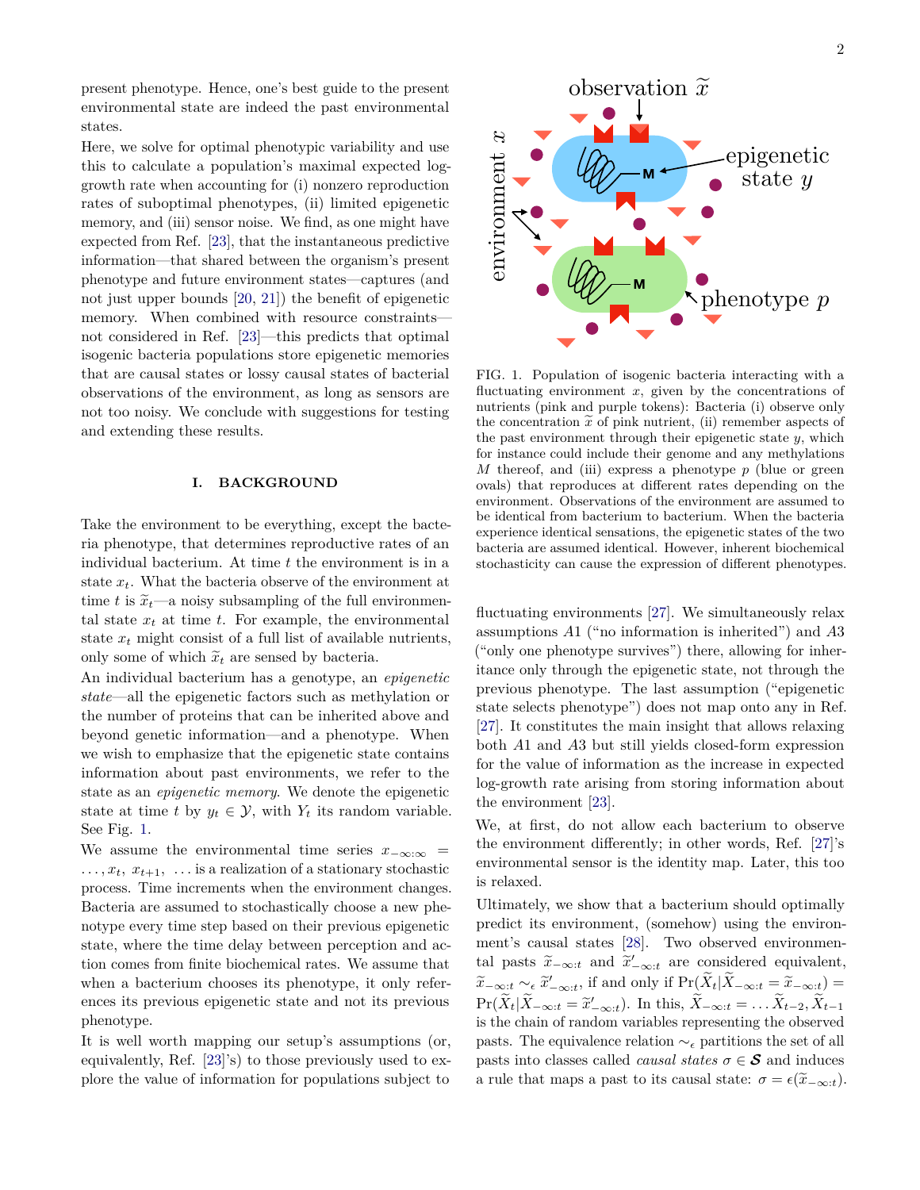present phenotype. Hence, one's best guide to the present environmental state are indeed the past environmental states.

Here, we solve for optimal phenotypic variability and use this to calculate a population's maximal expected log-growth rate when accounting for (i) nonzero reproduction rates of suboptimal phenotypes, (ii) limited epigenetic memory, and (iii) sensor noise. We find, as one might have expected from Ref. [23], that the instantaneous predictive information—that shared between the organism's present phenotype and future environment states—captures (and not just upper bounds [20, 21]) the benefit of epigenetic memory. When combined with resource constraints—not considered in Ref. [23]—this predicts that optimal isogenic bacteria populations store epigenetic memories that are causal states or lossy causal states of bacterial observations of the environment, as long as sensors are not too noisy. We conclude with suggestions for testing and extending these results.

FIG. 1. Population of isogenic bacteria interacting with a fluctuating environment $x$, given by the concentrations of nutrients (pink and purple tokens): Bacteria (i) observe only the concentration $\widetilde{x}$ of pink nutrient, (ii) remember aspects of the past environment through their epigenetic state $y$, which for instance could include their genome and any methylations $M$ thereof, and (iii) express a phenotype $p$ (blue or green ovals) that reproduces at different rates depending on the environment. Observations of the environment are assumed to be identical from bacterium to bacterium. When the bacteria experience identical sensations, the epigenetic states of the two bacteria are assumed identical. However, inherent biochemical stochasticity can cause the expression of different phenotypes.

## I. BACKGROUND

Take the environment to be everything, except the bacteria phenotype, that determines reproductive rates of an individual bacterium. At time $t$ the environment is in a state $x_t$. What the bacteria observe of the environment at time $t$ is $\widetilde{x}_t$—a noisy subsampling of the full environmental state $x_t$ at time $t$. For example, the environmental state $x_t$ might consist of a full list of available nutrients, only some of which $\widetilde{x}_t$ are sensed by bacteria.

An individual bacterium has a genotype, an *epigenetic state*—all the epigenetic factors such as methylation or the number of proteins that can be inherited above and beyond genetic information—and a phenotype. When we wish to emphasize that the epigenetic state contains information about past environments, we refer to the state as an *epigenetic memory*. We denote the epigenetic state at time $t$ by $y_t \in \mathcal{Y}$, with $Y_t$ its random variable. See Fig. 1.

We assume the environmental time series $x_{-\infty:\infty} = \ldots, x_t, x_{t+1}, \ldots$ is a realization of a stationary stochastic process. Time increments when the environment changes. Bacteria are assumed to stochastically choose a new phenotype every time step based on their previous epigenetic state, where the time delay between perception and action comes from finite biochemical rates. We assume that when a bacterium chooses its phenotype, it only references its previous epigenetic state and not its previous phenotype.

It is well worth mapping our setup's assumptions (or, equivalently, Ref. [23]'s) to those previously used to explore the value of information for populations subject to fluctuating environments [27]. We simultaneously relax assumptions $A1$ ("no information is inherited") and $A3$ ("only one phenotype survives") there, allowing for inheritance only through the epigenetic state, not through the previous phenotype. The last assumption ("epigenetic state selects phenotype") does not map onto any in Ref. [27]. It constitutes the main insight that allows relaxing both $A1$ and $A3$ but still yields closed-form expression for the value of information as the increase in expected log-growth rate arising from storing information about the environment [23].

We, at first, do not allow each bacterium to observe the environment differently; in other words, Ref. [27]'s environmental sensor is the identity map. Later, this too is relaxed.

Ultimately, we show that a bacterium should optimally predict its environment, (somehow) using the environment's causal states [28]. Two observed environmental pasts $\widetilde{x}_{-\infty:t}$ and $\widetilde{x}'_{-\infty:t}$ are considered equivalent, $\widetilde{x}_{-\infty:t} \sim_\epsilon \widetilde{x}'_{-\infty:t}$, if and only if $\Pr(\widetilde{X}_t|\widetilde{X}_{-\infty:t} = \widetilde{x}_{-\infty:t}) = \Pr(\widetilde{X}_t|\widetilde{X}_{-\infty:t} = \widetilde{x}'_{-\infty:t})$. In this, $\widetilde{X}_{-\infty:t} = \ldots \widetilde{X}_{t-2}, \widetilde{X}_{t-1}$ is the chain of random variables representing the observed pasts. The equivalence relation $\sim_\epsilon$ partitions the set of all pasts into classes called *causal states* $\sigma \in \boldsymbol{\mathcal{S}}$ and induces a rule that maps a past to its causal state: $\sigma = \epsilon(\widetilde{x}_{-\infty:t})$.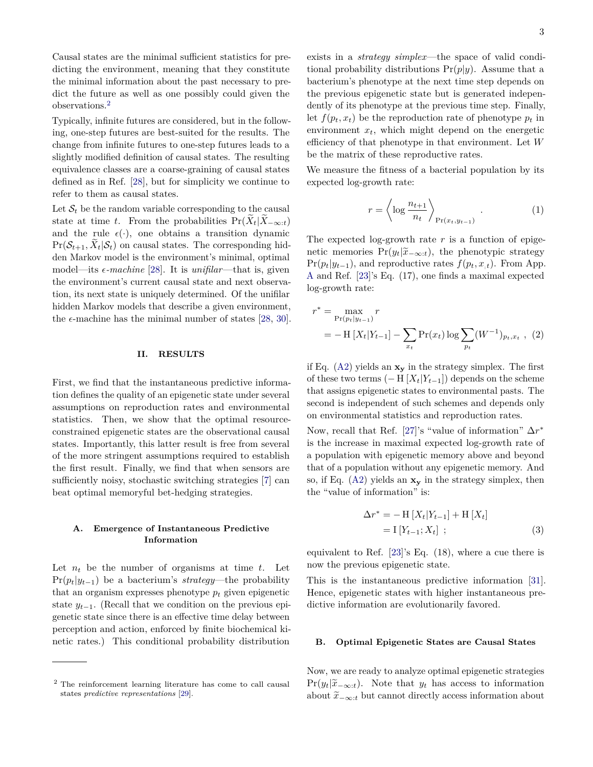Causal states are the minimal sufficient statistics for predicting the environment, meaning that they constitute the minimal information about the past necessary to predict the future as well as one possibly could given the observations.[2]

Typically, infinite futures are considered, but in the following, one-step futures are best-suited for the results. The change from infinite futures to one-step futures leads to a slightly modified definition of causal states. The resulting equivalence classes are a coarse-graining of causal states defined as in Ref. [28], but for simplicity we continue to refer to them as causal states.

Let $\mathcal{S}_t$ be the random variable corresponding to the causal state at time $t$. From the probabilities $\Pr(\widetilde{X}_t|\widetilde{X}_{-\infty:t})$ and the rule $\epsilon(\cdot)$, one obtains a transition dynamic $\Pr(\mathcal{S}_{t+1}, \widetilde{X}_t|\mathcal{S}_t)$ on causal states. The corresponding hidden Markov model is the environment's minimal, optimal model—its *$\epsilon$-machine* [28]. It is *unifilar*—that is, given the environment's current causal state and next observation, its next state is uniquely determined. Of the unifilar hidden Markov models that describe a given environment, the $\epsilon$-machine has the minimal number of states [28, 30].

## II. RESULTS

First, we find that the instantaneous predictive information defines the quality of an epigenetic state under several assumptions on reproduction rates and environmental statistics. Then, we show that the optimal resource-constrained epigenetic states are the observational causal states. Importantly, this latter result is free from several of the more stringent assumptions required to establish the first result. Finally, we find that when sensors are sufficiently noisy, stochastic switching strategies [7] can beat optimal memoryful bet-hedging strategies.

### A. Emergence of Instantaneous Predictive Information

Let $n_t$ be the number of organisms at time $t$. Let $\Pr(p_t|y_{t-1})$ be a bacterium's *strategy*—the probability that an organism expresses phenotype $p_t$ given epigenetic state $y_{t-1}$. (Recall that we condition on the previous epigenetic state since there is an effective time delay between perception and action, enforced by finite biochemical kinetic rates.) This conditional probability distribution exists in a *strategy simplex*—the space of valid conditional probability distributions $\Pr(p|y)$. Assume that a bacterium's phenotype at the next time step depends on the previous epigenetic state but is generated independently of its phenotype at the previous time step. Finally, let $f(p_t, x_t)$ be the reproduction rate of phenotype $p_t$ in environment $x_t$, which might depend on the energetic efficiency of that phenotype in that environment. Let $W$ be the matrix of these reproductive rates.

We measure the fitness of a bacterial population by its expected log-growth rate:

$$r = \left\langle \log \frac{n_{t+1}}{n_t} \right\rangle_{\Pr(x_t, y_{t-1})} . \quad (1)$$

The expected log-growth rate $r$ is a function of epigenetic memories $\Pr(y_t|\widetilde{x}_{-\infty:t})$, the phenotypic strategy $\Pr(p_t|y_{t-1})$, and reproductive rates $f(p_t, x_{:t})$. From App. A and Ref. [23]'s Eq. (17), one finds a maximal expected log-growth rate:

$$\begin{aligned} r^* &= \max_{\Pr(p_t|y_{t-1})} r \\ &= -\operatorname{H}[X_t|Y_{t-1}] - \sum_{x_t} \Pr(x_t) \log \sum_{p_t} (W^{-1})_{p_t, x_t} , \quad (2) \end{aligned}$$

if Eq. (A2) yields an $\mathbf{x_y}$ in the strategy simplex. The first of these two terms ($-\operatorname{H}[X_t|Y_{t-1}]$) depends on the scheme that assigns epigenetic states to environmental pasts. The second is independent of such schemes and depends only on environmental statistics and reproduction rates.

Now, recall that Ref. [27]'s "value of information" $\Delta r^*$ is the increase in maximal expected log-growth rate of a population with epigenetic memory above and beyond that of a population without any epigenetic memory. And so, if Eq. (A2) yields an $\mathbf{x_y}$ in the strategy simplex, then the "value of information" is:

$$\begin{aligned} \Delta r^* &= -\operatorname{H}[X_t|Y_{t-1}] + \operatorname{H}[X_t] \\ &= \operatorname{I}[Y_{t-1}; X_t] ; \quad (3) \end{aligned}$$

equivalent to Ref. [23]'s Eq. (18), where a cue there is now the previous epigenetic state.

This is the instantaneous predictive information [31]. Hence, epigenetic states with higher instantaneous predictive information are evolutionarily favored.

### B. Optimal Epigenetic States are Causal States

Now, we are ready to analyze optimal epigenetic strategies $\Pr(y_t|\widetilde{x}_{-\infty:t})$. Note that $y_t$ has access to information about $\widetilde{x}_{-\infty:t}$ but cannot directly access information about

[2] The reinforcement learning literature has come to call causal states *predictive representations* [29].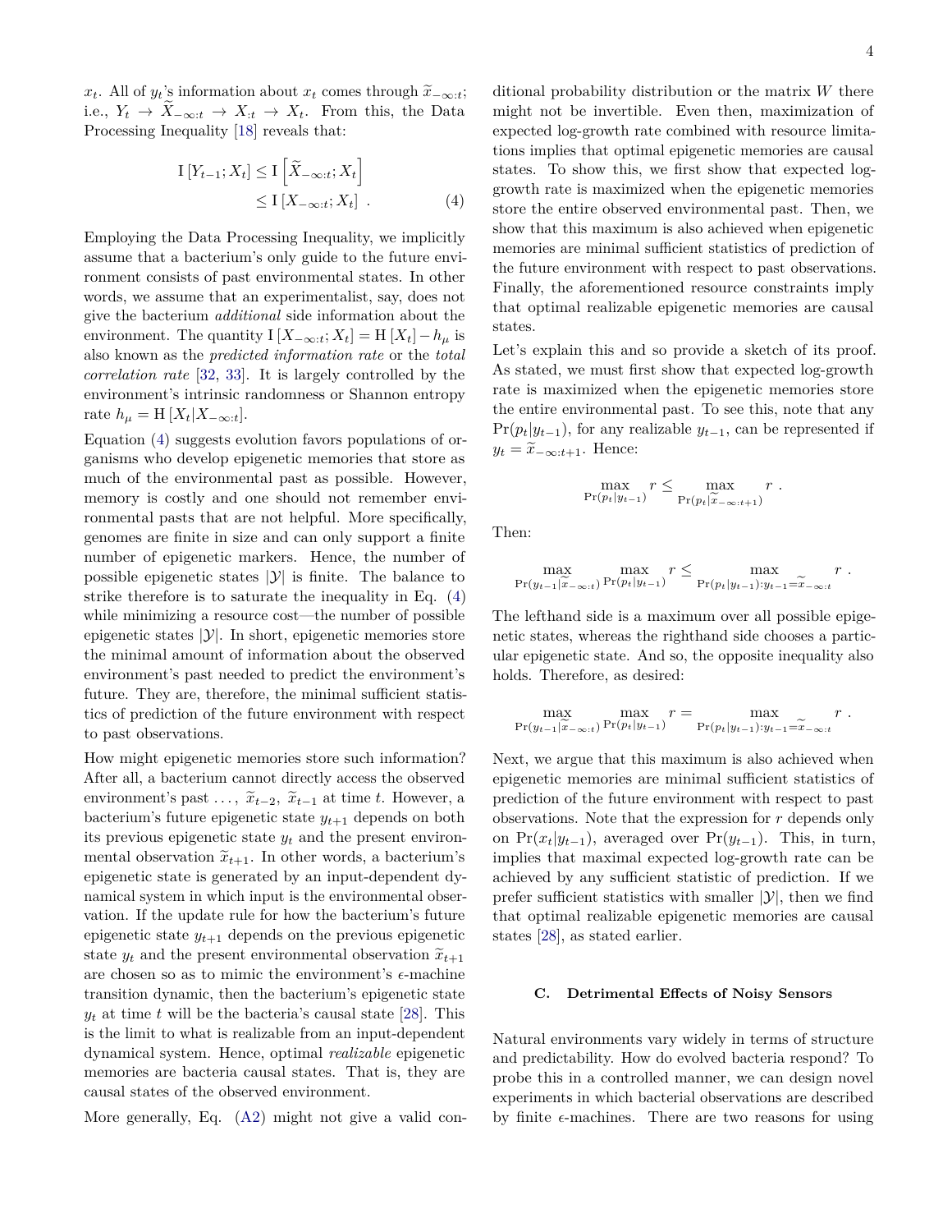$x_t$. All of $y_t$'s information about $x_t$ comes through $\widetilde{x}_{-\infty:t}$; i.e., $Y_t \rightarrow \widetilde{X}_{-\infty:t} \rightarrow X_{:t} \rightarrow X_t$. From this, the Data Processing Inequality [18] reveals that:

$$
\begin{aligned}
\mathrm{I}\left[Y_{t-1}; X_t\right] &\leq \mathrm{I}\left[\widetilde{X}_{-\infty:t}; X_t\right] \\
&\leq \mathrm{I}\left[X_{-\infty:t}; X_t\right] \ . \qquad (4)
\end{aligned}
$$

Employing the Data Processing Inequality, we implicitly assume that a bacterium's only guide to the future environment consists of past environmental states. In other words, we assume that an experimentalist, say, does not give the bacterium *additional* side information about the environment. The quantity $\mathrm{I}\left[X_{-\infty:t}; X_t\right] = \mathrm{H}\left[X_t\right] - h_\mu$ is also known as the *predicted information rate* or the *total correlation rate* [32, 33]. It is largely controlled by the environment's intrinsic randomness or Shannon entropy rate $h_\mu = \mathrm{H}\left[X_t | X_{-\infty:t}\right]$.

Equation (4) suggests evolution favors populations of organisms who develop epigenetic memories that store as much of the environmental past as possible. However, memory is costly and one should not remember environmental pasts that are not helpful. More specifically, genomes are finite in size and can only support a finite number of epigenetic markers. Hence, the number of possible epigenetic states $|\mathcal{Y}|$ is finite. The balance to strike therefore is to saturate the inequality in Eq. (4) while minimizing a resource cost—the number of possible epigenetic states $|\mathcal{Y}|$. In short, epigenetic memories store the minimal amount of information about the observed environment's past needed to predict the environment's future. They are, therefore, the minimal sufficient statistics of prediction of the future environment with respect to past observations.

How might epigenetic memories store such information? After all, a bacterium cannot directly access the observed environment's past $\ldots,\ \widetilde{x}_{t-2},\ \widetilde{x}_{t-1}$ at time $t$. However, a bacterium's future epigenetic state $y_{t+1}$ depends on both its previous epigenetic state $y_t$ and the present environmental observation $\widetilde{x}_{t+1}$. In other words, a bacterium's epigenetic state is generated by an input-dependent dynamical system in which input is the environmental observation. If the update rule for how the bacterium's future epigenetic state $y_{t+1}$ depends on the previous epigenetic state $y_t$ and the present environmental observation $\widetilde{x}_{t+1}$ are chosen so as to mimic the environment's $\epsilon$-machine transition dynamic, then the bacterium's epigenetic state $y_t$ at time $t$ will be the bacteria's causal state [28]. This is the limit to what is realizable from an input-dependent dynamical system. Hence, optimal *realizable* epigenetic memories are bacteria causal states. That is, they are causal states of the observed environment.

More generally, Eq. (A2) might not give a valid conditional probability distribution or the matrix $W$ there might not be invertible. Even then, maximization of expected log-growth rate combined with resource limitations implies that optimal epigenetic memories are causal states. To show this, we first show that expected log-growth rate is maximized when the epigenetic memories store the entire observed environmental past. Then, we show that this maximum is also achieved when epigenetic memories are minimal sufficient statistics of prediction of the future environment with respect to past observations. Finally, the aforementioned resource constraints imply that optimal realizable epigenetic memories are causal states.

Let's explain this and so provide a sketch of its proof. As stated, we must first show that expected log-growth rate is maximized when the epigenetic memories store the entire observed environmental past. To see this, note that any $\Pr(p_t | y_{t-1})$, for any realizable $y_{t-1}$, can be represented if $y_t = \widetilde{x}_{-\infty:t+1}$. Hence:

$$
\max_{\Pr(p_t | y_{t-1})} r \leq \max_{\Pr(p_t | \widetilde{x}_{-\infty:t+1})} r \ .
$$

Then:

$$
\max_{\Pr(y_{t-1} | \widetilde{x}_{-\infty:t})} \max_{\Pr(p_t | y_{t-1})} r \leq \max_{\Pr(p_t | y_{t-1}) : y_{t-1} = \widetilde{x}_{-\infty:t}} r \ .
$$

The lefthand side is a maximum over all possible epigenetic states, whereas the righthand side chooses a particular epigenetic state. And so, the opposite inequality also holds. Therefore, as desired:

$$
\max_{\Pr(y_{t-1} | \widetilde{x}_{-\infty:t})} \max_{\Pr(p_t | y_{t-1})} r = \max_{\Pr(p_t | y_{t-1}) : y_{t-1} = \widetilde{x}_{-\infty:t}} r \ .
$$

Next, we argue that this maximum is also achieved when epigenetic memories are minimal sufficient statistics of prediction of the future environment with respect to past observations. Note that the expression for $r$ depends only on $\Pr(x_t | y_{t-1})$, averaged over $\Pr(y_{t-1})$. This, in turn, implies that maximal expected log-growth rate can be achieved by any sufficient statistic of prediction. If we prefer sufficient statistics with smaller $|\mathcal{Y}|$, then we find that optimal realizable epigenetic memories are causal states [28], as stated earlier.

### C. Detrimental Effects of Noisy Sensors

Natural environments vary widely in terms of structure and predictability. How do evolved bacteria respond? To probe this in a controlled manner, we can design novel experiments in which bacterial observations are described by finite $\epsilon$-machines. There are two reasons for using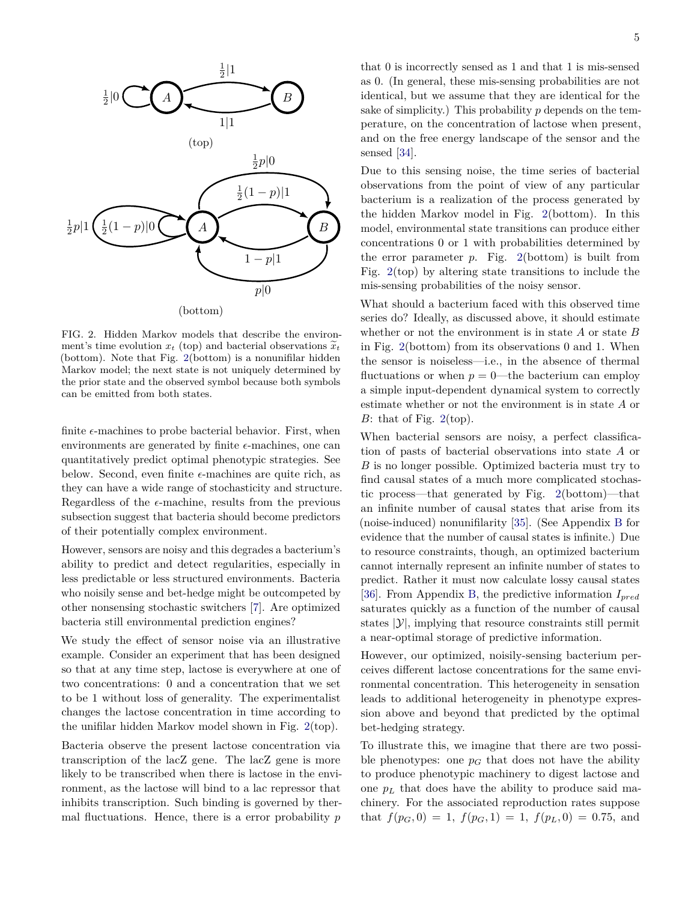FIG. 2. Hidden Markov models that describe the environment's time evolution $x_t$ (top) and bacterial observations $\widetilde{x}_t$ (bottom). Note that Fig. 2(bottom) is a nonunifilar hidden Markov model; the next state is not uniquely determined by the prior state and the observed symbol because both symbols can be emitted from both states.

finite $\epsilon$-machines to probe bacterial behavior. First, when environments are generated by finite $\epsilon$-machines, one can quantitatively predict optimal phenotypic strategies. See below. Second, even finite $\epsilon$-machines are quite rich, as they can have a wide range of stochasticity and structure. Regardless of the $\epsilon$-machine, results from the previous subsection suggest that bacteria should become predictors of their potentially complex environment.

However, sensors are noisy and this degrades a bacterium's ability to predict and detect regularities, especially in less predictable or less structured environments. Bacteria who noisily sense and bet-hedge might be outcompeted by other nonsensing stochastic switchers [7]. Are optimized bacteria still environmental prediction engines?

We study the effect of sensor noise via an illustrative example. Consider an experiment that has been designed so that at any time step, lactose is everywhere at one of two concentrations: 0 and a concentration that we set to be 1 without loss of generality. The experimentalist changes the lactose concentration in time according to the unifilar hidden Markov model shown in Fig. 2(top).

Bacteria observe the present lactose concentration via transcription of the lacZ gene. The lacZ gene is more likely to be transcribed when there is lactose in the environment, as the lactose will bind to a lac repressor that inhibits transcription. Such binding is governed by thermal fluctuations. Hence, there is a error probability $p$ that 0 is incorrectly sensed as 1 and that 1 is mis-sensed as 0. (In general, these mis-sensing probabilities are not identical, but we assume that they are identical for the sake of simplicity.) This probability $p$ depends on the temperature, on the concentration of lactose when present, and on the free energy landscape of the sensor and the sensed [34].

Due to this sensing noise, the time series of bacterial observations from the point of view of any particular bacterium is a realization of the process generated by the hidden Markov model in Fig. 2(bottom). In this model, environmental state transitions can produce either concentrations 0 or 1 with probabilities determined by the error parameter $p$. Fig. 2(bottom) is built from Fig. 2(top) by altering state transitions to include the mis-sensing probabilities of the noisy sensor.

What should a bacterium faced with this observed time series do? Ideally, as discussed above, it should estimate whether or not the environment is in state $A$ or state $B$ in Fig. 2(bottom) from its observations 0 and 1. When the sensor is noiseless—i.e., in the absence of thermal fluctuations or when $p = 0$—the bacterium can employ a simple input-dependent dynamical system to correctly estimate whether or not the environment is in state $A$ or $B$: that of Fig. 2(top).

When bacterial sensors are noisy, a perfect classification of pasts of bacterial observations into state $A$ or $B$ is no longer possible. Optimized bacteria must try to find causal states of a much more complicated stochastic process—that generated by Fig. 2(bottom)—that an infinite number of causal states that arise from its (noise-induced) nonunifilarity [35]. (See Appendix B for evidence that the number of causal states is infinite.) Due to resource constraints, though, an optimized bacterium cannot internally represent an infinite number of states to predict. Rather it must now calculate lossy causal states [36]. From Appendix B, the predictive information $I_{pred}$ saturates quickly as a function of the number of causal states $|\mathcal{Y}|$, implying that resource constraints still permit a near-optimal storage of predictive information.

However, our optimized, noisily-sensing bacterium perceives different lactose concentrations for the same environmental concentration. This heterogeneity in sensation leads to additional heterogeneity in phenotype expression above and beyond that predicted by the optimal bet-hedging strategy.

To illustrate this, we imagine that there are two possible phenotypes: one $p_G$ that does not have the ability to produce phenotypic machinery to digest lactose and one $p_L$ that does have the ability to produce said machinery. For the associated reproduction rates suppose that $f(p_G, 0) = 1$, $f(p_G, 1) = 1$, $f(p_L, 0) = 0.75$, and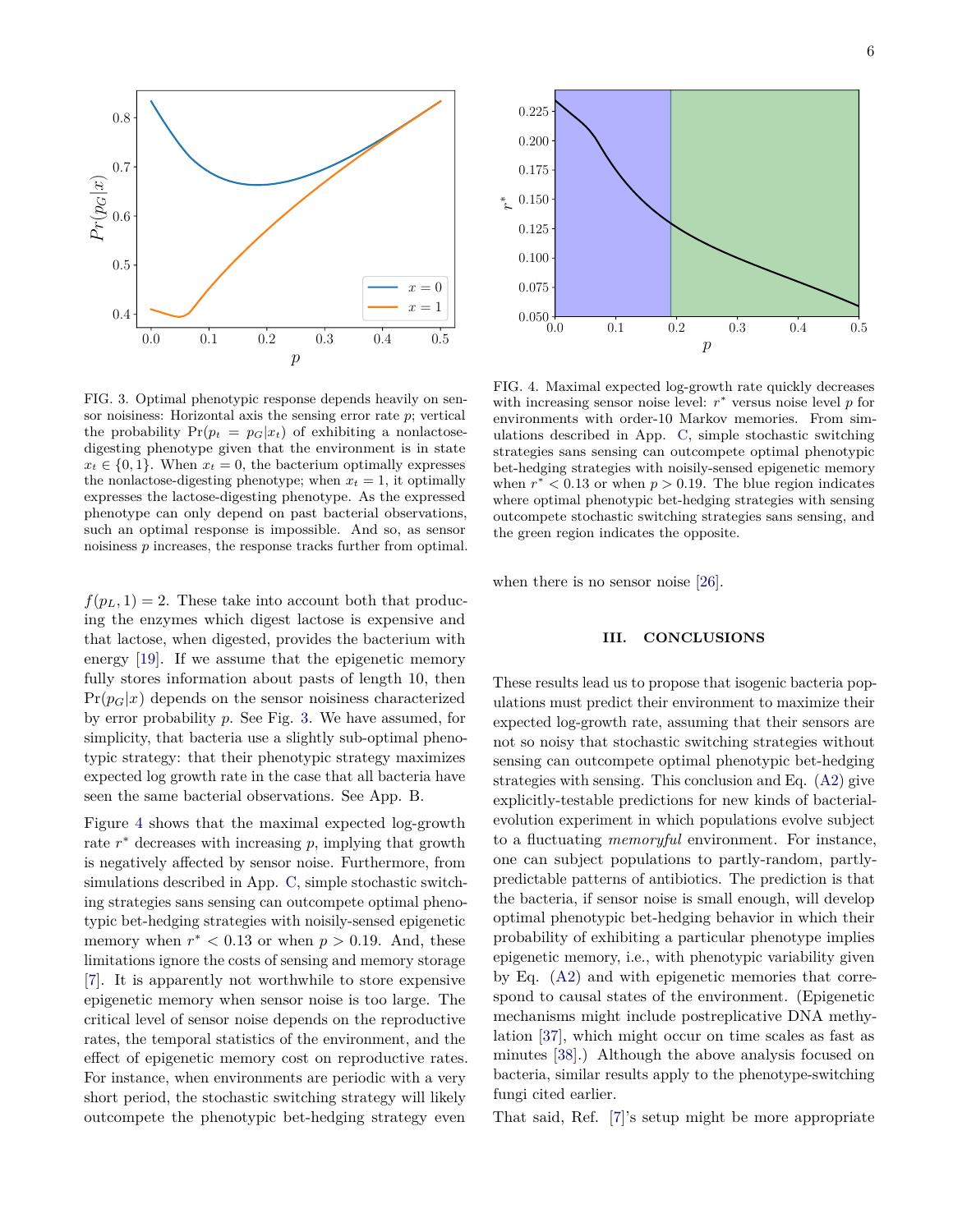FIG. 3. Optimal phenotypic response depends heavily on sensor noisiness: Horizontal axis the sensing error rate $p$; vertical the probability $\Pr(p_t = p_G|x_t)$ of exhibiting a nonlactose-digesting phenotype given that the environment is in state $x_t \in \{0,1\}$. When $x_t = 0$, the bacterium optimally expresses the nonlactose-digesting phenotype; when $x_t = 1$, it optimally expresses the lactose-digesting phenotype. As the expressed phenotype can only depend on past bacterial observations, such an optimal response is impossible. And so, as sensor noisiness $p$ increases, the response tracks further from optimal.

FIG. 4. Maximal expected log-growth rate quickly decreases with increasing sensor noise level: $r^*$ versus noise level $p$ for environments with order-10 Markov memories. From simulations described in App. C, simple stochastic switching strategies sans sensing can outcompete optimal phenotypic bet-hedging strategies with noisily-sensed epigenetic memory when $r^* < 0.13$ or when $p > 0.19$. The blue region indicates where optimal phenotypic bet-hedging strategies with sensing outcompete stochastic switching strategies sans sensing, and the green region indicates the opposite.

$f(p_L, 1) = 2$. These take into account both that producing the enzymes which digest lactose is expensive and that lactose, when digested, provides the bacterium with energy [19]. If we assume that the epigenetic memory fully stores information about pasts of length 10, then $\Pr(p_G|x)$ depends on the sensor noisiness characterized by error probability $p$. See Fig. 3. We have assumed, for simplicity, that bacteria use a slightly sub-optimal phenotypic strategy: that their phenotypic strategy maximizes expected log growth rate in the case that all bacteria have seen the same bacterial observations. See App. B.

Figure 4 shows that the maximal expected log-growth rate $r^*$ decreases with increasing $p$, implying that growth is negatively affected by sensor noise. Furthermore, from simulations described in App. C, simple stochastic switching strategies sans sensing can outcompete optimal phenotypic bet-hedging strategies with noisily-sensed epigenetic memory when $r^* < 0.13$ or when $p > 0.19$. And, these limitations ignore the costs of sensing and memory storage [7]. It is apparently not worthwhile to store expensive epigenetic memory when sensor noise is too large. The critical level of sensor noise depends on the reproductive rates, the temporal statistics of the environment, and the effect of epigenetic memory cost on reproductive rates. For instance, when environments are periodic with a very short period, the stochastic switching strategy will likely outcompete the phenotypic bet-hedging strategy even when there is no sensor noise [26].

## III. CONCLUSIONS

These results lead us to propose that isogenic bacteria populations must predict their environment to maximize their expected log-growth rate, assuming that their sensors are not so noisy that stochastic switching strategies without sensing can outcompete optimal phenotypic bet-hedging strategies with sensing. This conclusion and Eq. (A2) give explicitly-testable predictions for new kinds of bacterial-evolution experiment in which populations evolve subject to a fluctuating *memoryful* environment. For instance, one can subject populations to partly-random, partly-predictable patterns of antibiotics. The prediction is that the bacteria, if sensor noise is small enough, will develop optimal phenotypic bet-hedging behavior in which their probability of exhibiting a particular phenotype implies epigenetic memory, i.e., with phenotypic variability given by Eq. (A2) and with epigenetic memories that correspond to causal states of the environment. (Epigenetic mechanisms might include postreplicative DNA methylation [37], which might occur on time scales as fast as minutes [38].) Although the above analysis focused on bacteria, similar results apply to the phenotype-switching fungi cited earlier.

That said, Ref. [7]'s setup might be more appropriate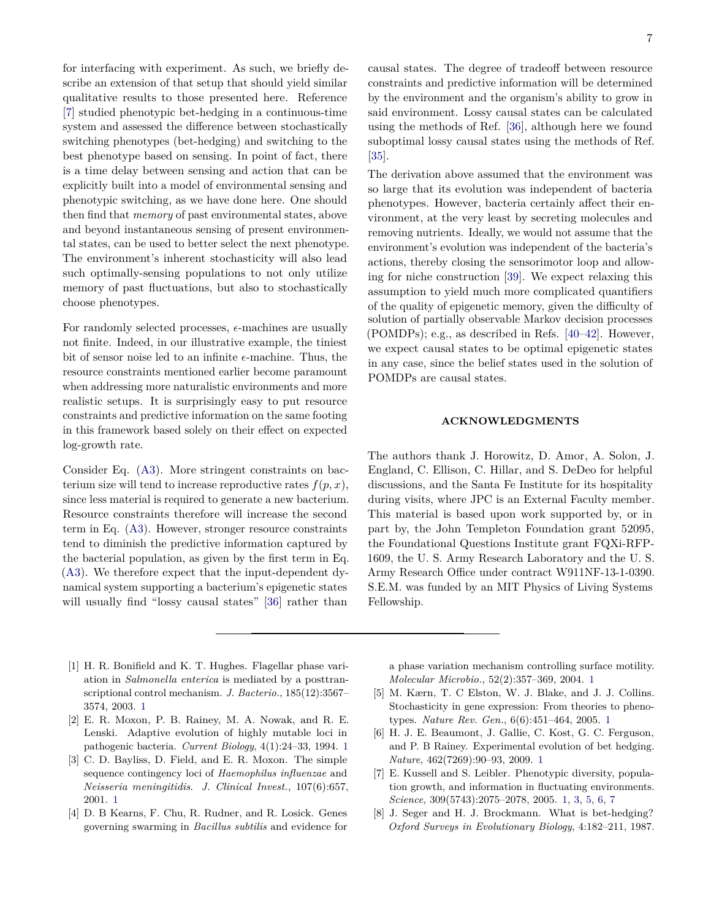for interfacing with experiment. As such, we briefly describe an extension of that setup that should yield similar qualitative results to those presented here. Reference [7] studied phenotypic bet-hedging in a continuous-time system and assessed the difference between stochastically switching phenotypes (bet-hedging) and switching to the best phenotype based on sensing. In point of fact, there is a time delay between sensing and action that can be explicitly built into a model of environmental sensing and phenotypic switching, as we have done here. One should then find that *memory* of past environmental states, above and beyond instantaneous sensing of present environmental states, can be used to better select the next phenotype. The environment's inherent stochasticity will also lead such optimally-sensing populations to not only utilize memory of past fluctuations, but also to stochastically choose phenotypes.

For randomly selected processes, $\epsilon$-machines are usually not finite. Indeed, in our illustrative example, the tiniest bit of sensor noise led to an infinite $\epsilon$-machine. Thus, the resource constraints mentioned earlier become paramount when addressing more naturalistic environments and more realistic setups. It is surprisingly easy to put resource constraints and predictive information on the same footing in this framework based solely on their effect on expected log-growth rate.

Consider Eq. (A3). More stringent constraints on bacterium size will tend to increase reproductive rates $f(p, x)$, since less material is required to generate a new bacterium. Resource constraints therefore will increase the second term in Eq. (A3). However, stronger resource constraints tend to diminish the predictive information captured by the bacterial population, as given by the first term in Eq. (A3). We therefore expect that the input-dependent dynamical system supporting a bacterium's epigenetic states will usually find "lossy causal states" [36] rather than causal states. The degree of tradeoff between resource constraints and predictive information will be determined by the environment and the organism's ability to grow in said environment. Lossy causal states can be calculated using the methods of Ref. [36], although here we found suboptimal lossy causal states using the methods of Ref. [35].

The derivation above assumed that the environment was so large that its evolution was independent of bacteria phenotypes. However, bacteria certainly affect their environment, at the very least by secreting molecules and removing nutrients. Ideally, we would not assume that the environment's evolution was independent of the bacteria's actions, thereby closing the sensorimotor loop and allowing for niche construction [39]. We expect relaxing this assumption to yield much more complicated quantifiers of the quality of epigenetic memory, given the difficulty of solution of partially observable Markov decision processes (POMDPs); e.g., as described in Refs. [40–42]. However, we expect causal states to be optimal epigenetic states in any case, since the belief states used in the solution of POMDPs are causal states.

## ACKNOWLEDGMENTS

The authors thank J. Horowitz, D. Amor, A. Solon, J. England, C. Ellison, C. Hillar, and S. DeDeo for helpful discussions, and the Santa Fe Institute for its hospitality during visits, where JPC is an External Faculty member. This material is based upon work supported by, or in part by, the John Templeton Foundation grant 52095, the Foundational Questions Institute grant FQXi-RFP-1609, the U. S. Army Research Laboratory and the U. S. Army Research Office under contract W911NF-13-1-0390. S.E.M. was funded by an MIT Physics of Living Systems Fellowship.

---

[1] H. R. Bonifield and K. T. Hughes. Flagellar phase variation in *Salmonella enterica* is mediated by a posttranscriptional control mechanism. *J. Bacterio.*, 185(12):3567–3574, 2003. 1

[2] E. R. Moxon, P. B. Rainey, M. A. Nowak, and R. E. Lenski. Adaptive evolution of highly mutable loci in pathogenic bacteria. *Current Biology*, 4(1):24–33, 1994. 1

[3] C. D. Bayliss, D. Field, and E. R. Moxon. The simple sequence contingency loci of *Haemophilus influenzae* and *Neisseria meningitidis*. *J. Clinical Invest.*, 107(6):657, 2001. 1

[4] D. B Kearns, F. Chu, R. Rudner, and R. Losick. Genes governing swarming in *Bacillus subtilis* and evidence for a phase variation mechanism controlling surface motility. *Molecular Microbio.*, 52(2):357–369, 2004. 1

[5] M. Kærn, T. C Elston, W. J. Blake, and J. J. Collins. Stochasticity in gene expression: From theories to phenotypes. *Nature Rev. Gen.*, 6(6):451–464, 2005. 1

[6] H. J. E. Beaumont, J. Gallie, C. Kost, G. C. Ferguson, and P. B Rainey. Experimental evolution of bet hedging. *Nature*, 462(7269):90–93, 2009. 1

[7] E. Kussell and S. Leibler. Phenotypic diversity, population growth, and information in fluctuating environments. *Science*, 309(5743):2075–2078, 2005. 1, 3, 5, 6, 7

[8] J. Seger and H. J. Brockmann. What is bet-hedging? *Oxford Surveys in Evolutionary Biology*, 4:182–211, 1987.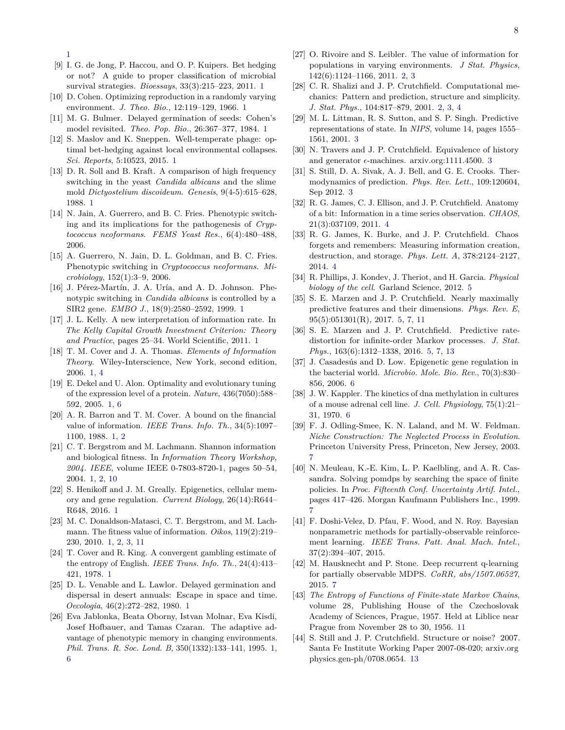1

[9] I. G. de Jong, P. Haccou, and O. P. Kuipers. Bet hedging or not? A guide to proper classification of microbial survival strategies. *Bioessays*, 33(3):215–223, 2011. 1

[10] D. Cohen. Optimizing reproduction in a randomly varying environment. *J. Theo. Bio.*, 12:119–129, 1966. 1

[11] M. G. Bulmer. Delayed germination of seeds: Cohen's model revisited. *Theo. Pop. Bio.*, 26:367–377, 1984. 1

[12] S. Maslov and K. Sneppen. Well-temperate phage: optimal bet-hedging against local environmental collapses. *Sci. Reports*, 5:10523, 2015. 1

[13] D. R. Soll and B. Kraft. A comparison of high frequency switching in the yeast *Candida albicans* and the slime mold *Dictyostelium discoideum*. *Genesis*, 9(4-5):615–628, 1988. 1

[14] N. Jain, A. Guerrero, and B. C. Fries. Phenotypic switching and its implications for the pathogenesis of *Cryptococcus neoformans*. *FEMS Yeast Res.*, 6(4):480–488, 2006.

[15] A. Guerrero, N. Jain, D. L. Goldman, and B. C. Fries. Phenotypic switching in *Cryptococcus neoformans*. *Microbiology*, 152(1):3–9, 2006.

[16] J. Pérez-Martín, J. A. Uría, and A. D. Johnson. Phenotypic switching in *Candida albicans* is controlled by a SIR2 gene. *EMBO J.*, 18(9):2580–2592, 1999. 1

[17] J. L. Kelly. A new interpretation of information rate. In *The Kelly Capital Growth Investment Criterion: Theory and Practice*, pages 25–34. World Scientific, 2011. 1

[18] T. M. Cover and J. A. Thomas. *Elements of Information Theory*. Wiley-Interscience, New York, second edition, 2006. 1, 4

[19] E. Dekel and U. Alon. Optimality and evolutionary tuning of the expression level of a protein. *Nature*, 436(7050):588–592, 2005. 1, 6

[20] A. R. Barron and T. M. Cover. A bound on the financial value of information. *IEEE Trans. Info. Th.*, 34(5):1097–1100, 1988. 1, 2

[21] C. T. Bergstrom and M. Lachmann. Shannon information and biological fitness. In *Information Theory Workshop, 2004. IEEE*, volume IEEE 0-7803-8720-1, pages 50–54, 2004. 1, 2, 10

[22] S. Henikoff and J. M. Greally. Epigenetics, cellular memory and gene regulation. *Current Biology*, 26(14):R644–R648, 2016. 1

[23] M. C. Donaldson-Matasci, C. T. Bergstrom, and M. Lachmann. The fitness value of information. *Oikos*, 119(2):219–230, 2010. 1, 2, 3, 11

[24] T. Cover and R. King. A convergent gambling estimate of the entropy of English. *IEEE Trans. Info. Th.*, 24(4):413–421, 1978. 1

[25] D. L. Venable and L. Lawlor. Delayed germination and dispersal in desert annuals: Escape in space and time. *Oecologia*, 46(2):272–282, 1980. 1

[26] Eva Jablonka, Beata Oborny, Istvan Molnar, Eva Kisdi, Josef Hofbauer, and Tamas Czaran. The adaptive advantage of phenotypic memory in changing environments. *Phil. Trans. R. Soc. Lond. B*, 350(1332):133–141, 1995. 1, 6

[27] O. Rivoire and S. Leibler. The value of information for populations in varying environments. *J Stat. Physics*, 142(6):1124–1166, 2011. 2, 3

[28] C. R. Shalizi and J. P. Crutchfield. Computational mechanics: Pattern and prediction, structure and simplicity. *J. Stat. Phys.*, 104:817–879, 2001. 2, 3, 4

[29] M. L. Littman, R. S. Sutton, and S. P. Singh. Predictive representations of state. In *NIPS*, volume 14, pages 1555–1561, 2001. 3

[30] N. Travers and J. P. Crutchfield. Equivalence of history and generator $\epsilon$-machines. arxiv.org:1111.4500. 3

[31] S. Still, D. A. Sivak, A. J. Bell, and G. E. Crooks. Thermodynamics of prediction. *Phys. Rev. Lett.*, 109:120604, Sep 2012. 3

[32] R. G. James, C. J. Ellison, and J. P. Crutchfield. Anatomy of a bit: Information in a time series observation. *CHAOS*, 21(3):037109, 2011. 4

[33] R. G. James, K. Burke, and J. P. Crutchfield. Chaos forgets and remembers: Measuring information creation, destruction, and storage. *Phys. Lett. A*, 378:2124–2127, 2014. 4

[34] R. Phillips, J. Kondev, J. Theriot, and H. Garcia. *Physical biology of the cell*. Garland Science, 2012. 5

[35] S. E. Marzen and J. P. Crutchfield. Nearly maximally predictive features and their dimensions. *Phys. Rev. E*, 95(5):051301(R), 2017. 5, 7, 11

[36] S. E. Marzen and J. P. Crutchfield. Predictive rate-distortion for infinite-order Markov processes. *J. Stat. Phys.*, 163(6):1312–1338, 2016. 5, 7, 13

[37] J. Casadesús and D. Low. Epigenetic gene regulation in the bacterial world. *Microbio. Mole. Bio. Rev.*, 70(3):830–856, 2006. 6

[38] J. W. Kappler. The kinetics of dna methylation in cultures of a mouse adrenal cell line. *J. Cell. Physiology*, 75(1):21–31, 1970. 6

[39] F. J. Odling-Smee, K. N. Laland, and M. W. Feldman. *Niche Construction: The Neglected Process in Evolution*. Princeton University Press, Princeton, New Jersey, 2003. 7

[40] N. Meuleau, K.-E. Kim, L. P. Kaelbling, and A. R. Cassandra. Solving pomdps by searching the space of finite policies. In *Proc. Fifteenth Conf. Uncertainty Artif. Intel.*, pages 417–426. Morgan Kaufmann Publishers Inc., 1999. 7

[41] F. Doshi-Velez, D. Pfau, F. Wood, and N. Roy. Bayesian nonparametric methods for partially-observable reinforcement learning. *IEEE Trans. Patt. Anal. Mach. Intel.*, 37(2):394–407, 2015.

[42] M. Hausknecht and P. Stone. Deep recurrent q-learning for partially observable MDPS. *CoRR, abs/1507.06527*, 2015. 7

[43] *The Entropy of Functions of Finite-state Markov Chains*, volume 28, Publishing House of the Czechoslovak Academy of Sciences, Prague, 1957. Held at Liblice near Prague from November 28 to 30, 1956. 11

[44] S. Still and J. P. Crutchfield. Structure or noise? 2007. Santa Fe Institute Working Paper 2007-08-020; arxiv.org physics.gen-ph/0708.0654. 13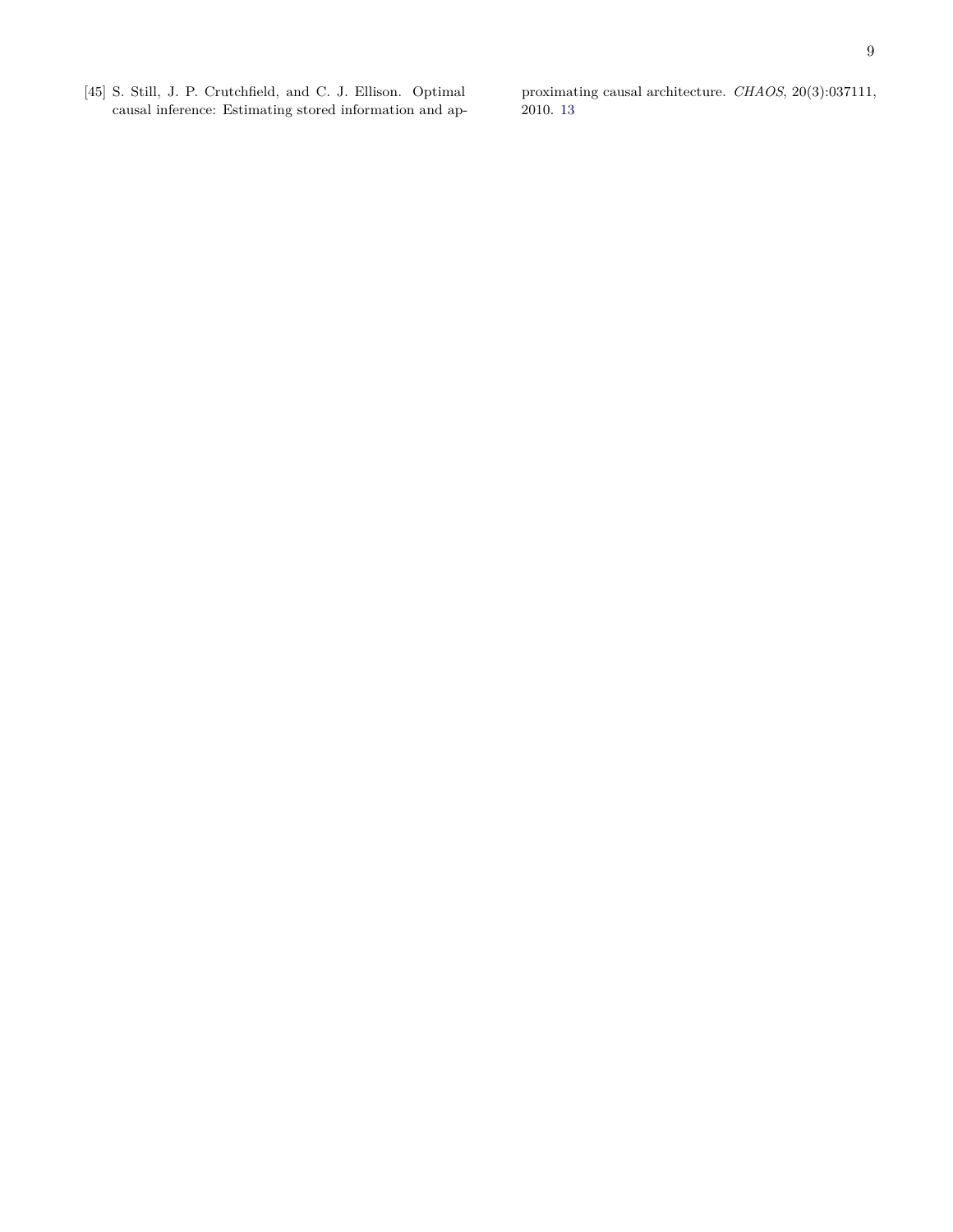[45] S. Still, J. P. Crutchfield, and C. J. Ellison. Optimal causal inference: Estimating stored information and approximating causal architecture. *CHAOS*, 20(3):037111, 2010. 13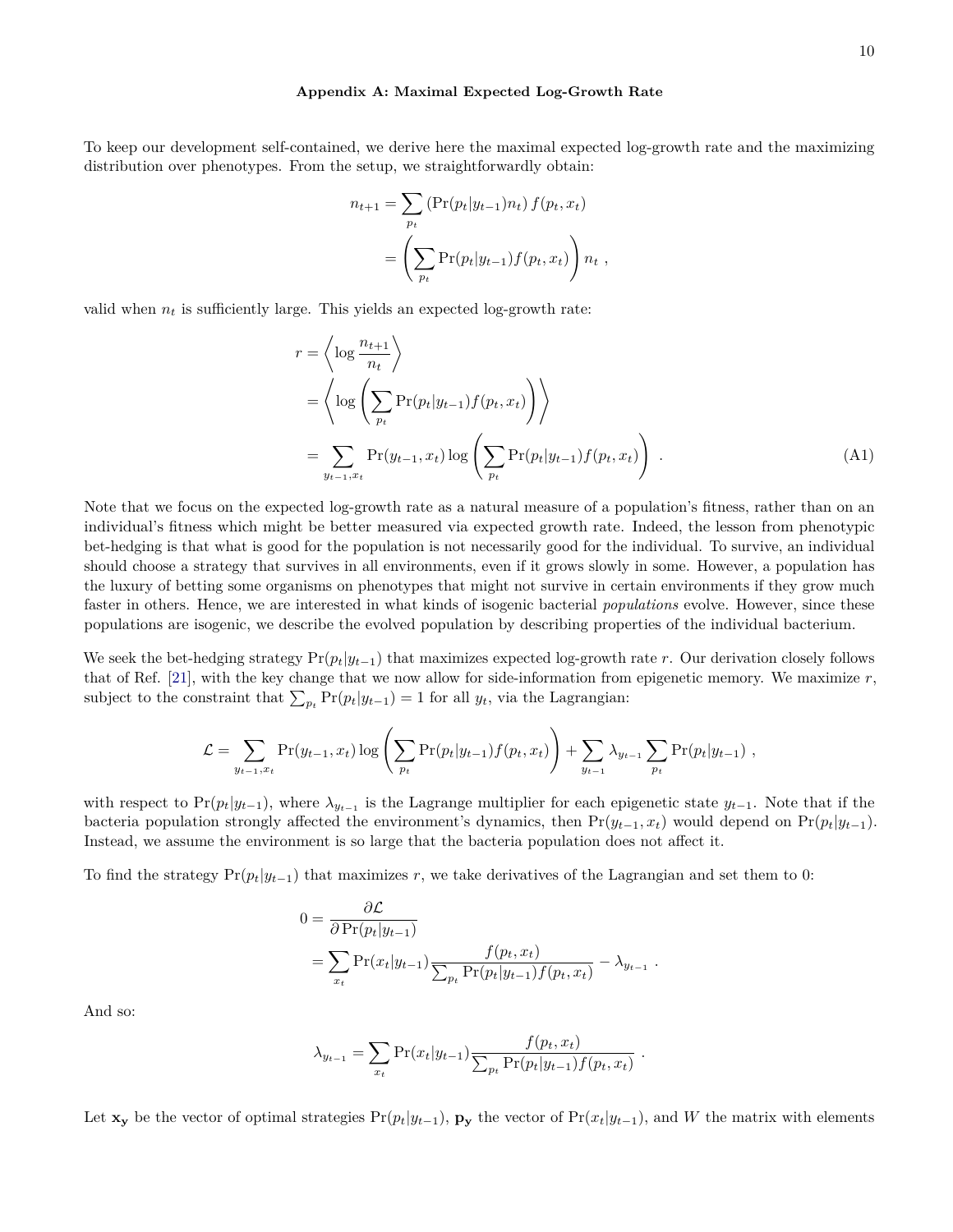### Appendix A: Maximal Expected Log-Growth Rate

To keep our development self-contained, we derive here the maximal expected log-growth rate and the maximizing distribution over phenotypes. From the setup, we straightforwardly obtain:

$$
\begin{aligned}
n_{t+1} &= \sum_{p_t} \left(\Pr(p_t|y_{t-1}) n_t\right) f(p_t, x_t) \\
&= \left( \sum_{p_t} \Pr(p_t|y_{t-1}) f(p_t, x_t) \right) n_t \ ,
\end{aligned}
$$

valid when $n_t$ is sufficiently large. This yields an expected log-growth rate:

$$
\begin{aligned}
r &= \left\langle \log \frac{n_{t+1}}{n_t} \right\rangle \\
&= \left\langle \log \left( \sum_{p_t} \Pr(p_t|y_{t-1}) f(p_t, x_t) \right) \right\rangle \\
&= \sum_{y_{t-1}, x_t} \Pr(y_{t-1}, x_t) \log \left( \sum_{p_t} \Pr(p_t|y_{t-1}) f(p_t, x_t) \right) \ . \qquad \text{(A1)}
\end{aligned}
$$

Note that we focus on the expected log-growth rate as a natural measure of a population's fitness, rather than on an individual's fitness which might be better measured via expected growth rate. Indeed, the lesson from phenotypic bet-hedging is that what is good for the population is not necessarily good for the individual. To survive, an individual should choose a strategy that survives in all environments, even if it grows slowly in some. However, a population has the luxury of betting some organisms on phenotypes that might not survive in certain environments if they grow much faster in others. Hence, we are interested in what kinds of isogenic bacterial *populations* evolve. However, since these populations are isogenic, we describe the evolved population by describing properties of the individual bacterium.

We seek the bet-hedging strategy $\Pr(p_t|y_{t-1})$ that maximizes expected log-growth rate $r$. Our derivation closely follows that of Ref. [21], with the key change that we now allow for side-information from epigenetic memory. We maximize $r$, subject to the constraint that $\sum_{p_t} \Pr(p_t|y_{t-1}) = 1$ for all $y_t$, via the Lagrangian:

$$
\mathcal{L} = \sum_{y_{t-1}, x_t} \Pr(y_{t-1}, x_t) \log \left( \sum_{p_t} \Pr(p_t|y_{t-1}) f(p_t, x_t) \right) + \sum_{y_{t-1}} \lambda_{y_{t-1}} \sum_{p_t} \Pr(p_t|y_{t-1}) \ ,
$$

with respect to $\Pr(p_t|y_{t-1})$, where $\lambda_{y_{t-1}}$ is the Lagrange multiplier for each epigenetic state $y_{t-1}$. Note that if the bacteria population strongly affected the environment's dynamics, then $\Pr(y_{t-1}, x_t)$ would depend on $\Pr(p_t|y_{t-1})$. Instead, we assume the environment is so large that the bacteria population does not affect it.

To find the strategy $\Pr(p_t|y_{t-1})$ that maximizes $r$, we take derivatives of the Lagrangian and set them to 0:

$$
\begin{aligned}
0 &= \frac{\partial \mathcal{L}}{\partial \Pr(p_t|y_{t-1})} \\
&= \sum_{x_t} \Pr(x_t|y_{t-1}) \frac{f(p_t, x_t)}{\sum_{p_t} \Pr(p_t|y_{t-1}) f(p_t, x_t)} - \lambda_{y_{t-1}} \ .
\end{aligned}
$$

And so:

$$
\lambda_{y_{t-1}} = \sum_{x_t} \Pr(x_t|y_{t-1}) \frac{f(p_t, x_t)}{\sum_{p_t} \Pr(p_t|y_{t-1}) f(p_t, x_t)} \ .
$$

Let $\mathbf{x_y}$ be the vector of optimal strategies $\Pr(p_t|y_{t-1})$, $\mathbf{p_y}$ the vector of $\Pr(x_t|y_{t-1})$, and $W$ the matrix with elements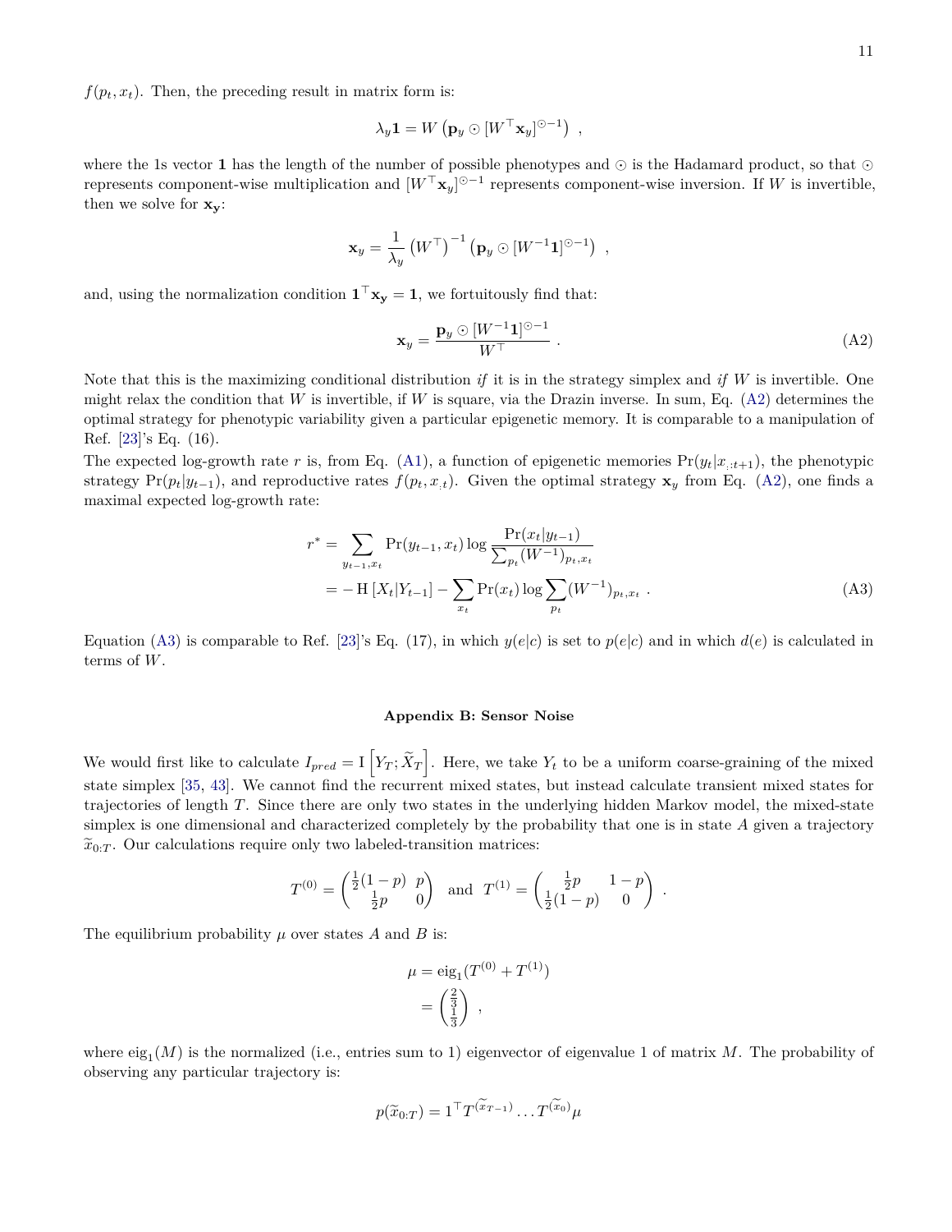$f(p_t, x_t)$. Then, the preceding result in matrix form is:

$$\lambda_y \mathbf{1} = W \left( \mathbf{p}_y \odot [W^\top \mathbf{x}_y]^{\odot -1} \right) \ ,$$

where the 1s vector $\mathbf{1}$ has the length of the number of possible phenotypes and $\odot$ is the Hadamard product, so that $\odot$ represents component-wise multiplication and $[W^\top \mathbf{x}_y]^{\odot -1}$ represents component-wise inversion. If $W$ is invertible, then we solve for $\mathbf{x_y}$:

$$\mathbf{x}_y = \frac{1}{\lambda_y} \left( W^\top \right)^{-1} \left( \mathbf{p}_y \odot [W^{-1} \mathbf{1}]^{\odot -1} \right) \ ,$$

and, using the normalization condition $\mathbf{1}^\top \mathbf{x_y} = \mathbf{1}$, we fortuitously find that:

$$\mathbf{x}_y = \frac{\mathbf{p}_y \odot [W^{-1} \mathbf{1}]^{\odot -1}}{W^\top} \ . \tag{A2}$$

Note that this is the maximizing conditional distribution *if* it is in the strategy simplex and *if* $W$ is invertible. One might relax the condition that $W$ is invertible, if $W$ is square, via the Drazin inverse. In sum, Eq. (A2) determines the optimal strategy for phenotypic variability given a particular epigenetic memory. It is comparable to a manipulation of Ref. [23]'s Eq. (16).

The expected log-growth rate $r$ is, from Eq. (A1), a function of epigenetic memories $\Pr(y_t | x_{:t+1})$, the phenotypic strategy $\Pr(p_t | y_{t-1})$, and reproductive rates $f(p_t, x_{:t})$. Given the optimal strategy $\mathbf{x}_y$ from Eq. (A2), one finds a maximal expected log-growth rate:

$$\begin{aligned} r^* &= \sum_{y_{t-1}, x_t} \Pr(y_{t-1}, x_t) \log \frac{\Pr(x_t | y_{t-1})}{\sum_{p_t} (W^{-1})_{p_t, x_t}} \\ &= -\operatorname{H}[X_t | Y_{t-1}] - \sum_{x_t} \Pr(x_t) \log \sum_{p_t} (W^{-1})_{p_t, x_t} \ . \end{aligned} \tag{A3}$$

Equation (A3) is comparable to Ref. [23]'s Eq. (17), in which $y(e|c)$ is set to $p(e|c)$ and in which $d(e)$ is calculated in terms of $W$.

## Appendix B: Sensor Noise

We would first like to calculate $I_{pred} = \operatorname{I}\left[ Y_T ; \widetilde{X}_T \right]$. Here, we take $Y_t$ to be a uniform coarse-graining of the mixed state simplex [35, 43]. We cannot find the recurrent mixed states, but instead calculate transient mixed states for trajectories of length $T$. Since there are only two states in the underlying hidden Markov model, the mixed-state simplex is one dimensional and characterized completely by the probability that one is in state $A$ given a trajectory $\widetilde{x}_{0:T}$. Our calculations require only two labeled-transition matrices:

$$T^{(0)} = \begin{pmatrix} \frac{1}{2}(1-p) & p \\ \frac{1}{2}p & 0 \end{pmatrix} \ \text{ and } \ T^{(1)} = \begin{pmatrix} \frac{1}{2}p & 1-p \\ \frac{1}{2}(1-p) & 0 \end{pmatrix} \ .$$

The equilibrium probability $\mu$ over states $A$ and $B$ is:

$$\begin{aligned} \mu &= \operatorname{eig}_1(T^{(0)} + T^{(1)}) \\ &= \begin{pmatrix} \frac{2}{3} \\ \frac{1}{3} \end{pmatrix} \ , \end{aligned}$$

where $\operatorname{eig}_1(M)$ is the normalized (i.e., entries sum to 1) eigenvector of eigenvalue 1 of matrix $M$. The probability of observing any particular trajectory is:

$$p(\widetilde{x}_{0:T}) = 1^\top T^{(\widetilde{x}_{T-1})} \dots T^{(\widetilde{x}_0)} \mu$$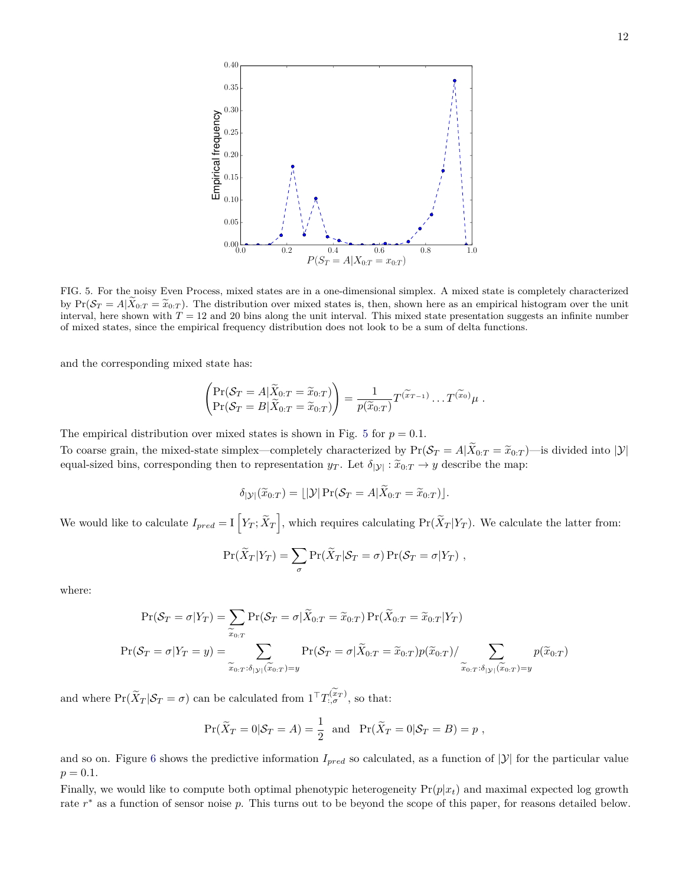FIG. 5. For the noisy Even Process, mixed states are in a one-dimensional simplex. A mixed state is completely characterized by $\Pr(\mathcal{S}_T = A|\widetilde{X}_{0:T} = \widetilde{x}_{0:T})$. The distribution over mixed states is, then, shown here as an empirical histogram over the unit interval, here shown with $T = 12$ and 20 bins along the unit interval. This mixed state presentation suggests an infinite number of mixed states, since the empirical frequency distribution does not look to be a sum of delta functions.

and the corresponding mixed state has:

$$\begin{pmatrix} \Pr(\mathcal{S}_T = A|\widetilde{X}_{0:T} = \widetilde{x}_{0:T}) \\ \Pr(\mathcal{S}_T = B|\widetilde{X}_{0:T} = \widetilde{x}_{0:T}) \end{pmatrix} = \frac{1}{p(\widetilde{x}_{0:T})} T^{(\widetilde{x}_{T-1})} \ldots T^{(\widetilde{x}_0)} \mu \ .$$

The empirical distribution over mixed states is shown in Fig. 5 for $p = 0.1$.

To coarse grain, the mixed-state simplex—completely characterized by $\Pr(\mathcal{S}_T = A|\widetilde{X}_{0:T} = \widetilde{x}_{0:T})$—is divided into $|\mathcal{Y}|$ equal-sized bins, corresponding then to representation $y_T$. Let $\delta_{|\mathcal{Y}|} : \widetilde{x}_{0:T} \to y$ describe the map:

$$\delta_{|\mathcal{Y}|}(\widetilde{x}_{0:T}) = \lfloor |\mathcal{Y}| \Pr(\mathcal{S}_T = A|\widetilde{X}_{0:T} = \widetilde{x}_{0:T}) \rfloor .$$

We would like to calculate $I_{pred} = \mathrm{I}\left[Y_T ; \widetilde{X}_T\right]$, which requires calculating $\Pr(\widetilde{X}_T|Y_T)$. We calculate the latter from:

$$\Pr(\widetilde{X}_T|Y_T) = \sum_{\sigma} \Pr(\widetilde{X}_T|\mathcal{S}_T = \sigma) \Pr(\mathcal{S}_T = \sigma|Y_T) \ ,$$

where:

$$\Pr(\mathcal{S}_T = \sigma|Y_T) = \sum_{\widetilde{x}_{0:T}} \Pr(\mathcal{S}_T = \sigma|\widetilde{X}_{0:T} = \widetilde{x}_{0:T}) \Pr(\widetilde{X}_{0:T} = \widetilde{x}_{0:T}|Y_T)$$

$$\Pr(\mathcal{S}_T = \sigma|Y_T = y) = \sum_{\widetilde{x}_{0:T} : \delta_{|\mathcal{Y}|}(\widetilde{x}_{0:T}) = y} \Pr(\mathcal{S}_T = \sigma|\widetilde{X}_{0:T} = \widetilde{x}_{0:T}) p(\widetilde{x}_{0:T}) / \sum_{\widetilde{x}_{0:T} : \delta_{|\mathcal{Y}|}(\widetilde{x}_{0:T}) = y} p(\widetilde{x}_{0:T})$$

and where $\Pr(\widetilde{X}_T|\mathcal{S}_T = \sigma)$ can be calculated from $1^\top T^{(\widetilde{x}_T)}_{:,\sigma}$, so that:

$$\Pr(\widetilde{X}_T = 0|\mathcal{S}_T = A) = \frac{1}{2} \ \text{ and } \ \Pr(\widetilde{X}_T = 0|\mathcal{S}_T = B) = p \ ,$$

and so on. Figure 6 shows the predictive information $I_{pred}$ so calculated, as a function of $|\mathcal{Y}|$ for the particular value $p = 0.1$.

Finally, we would like to compute both optimal phenotypic heterogeneity $\Pr(p|x_t)$ and maximal expected log growth rate $r^*$ as a function of sensor noise $p$. This turns out to be beyond the scope of this paper, for reasons detailed below.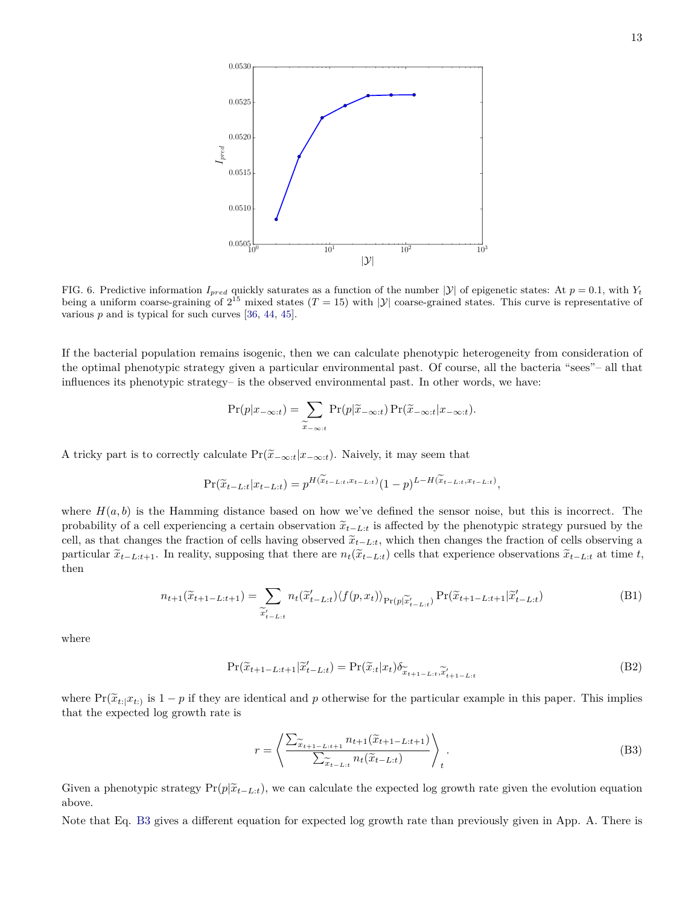FIG. 6. Predictive information $I_{pred}$ quickly saturates as a function of the number $|\mathcal{Y}|$ of epigenetic states: At $p = 0.1$, with $Y_t$ being a uniform coarse-graining of $2^{15}$ mixed states ($T = 15$) with $|\mathcal{Y}|$ coarse-grained states. This curve is representative of various $p$ and is typical for such curves [36, 44, 45].

If the bacterial population remains isogenic, then we can calculate phenotypic heterogeneity from consideration of the optimal phenotypic strategy given a particular environmental past. Of course, all the bacteria "sees"– all that influences its phenotypic strategy– is the observed environmental past. In other words, we have:

$$\Pr(p|x_{-\infty:t}) = \sum_{\widetilde{x}_{-\infty:t}} \Pr(p|\widetilde{x}_{-\infty:t}) \Pr(\widetilde{x}_{-\infty:t}|x_{-\infty:t}).$$

A tricky part is to correctly calculate $\Pr(\widetilde{x}_{-\infty:t}|x_{-\infty:t})$. Naively, it may seem that

$$\Pr(\widetilde{x}_{t-L:t}|x_{t-L:t}) = p^{H(\widetilde{x}_{t-L:t}, x_{t-L:t})}(1-p)^{L-H(\widetilde{x}_{t-L:t}, x_{t-L:t})},$$

where $H(a, b)$ is the Hamming distance based on how we've defined the sensor noise, but this is incorrect. The probability of a cell experiencing a certain observation $\widetilde{x}_{t-L:t}$ is affected by the phenotypic strategy pursued by the cell, as that changes the fraction of cells having observed $\widetilde{x}_{t-L:t}$, which then changes the fraction of cells observing a particular $\widetilde{x}_{t-L:t+1}$. In reality, supposing that there are $n_t(\widetilde{x}_{t-L:t})$ cells that experience observations $\widetilde{x}_{t-L:t}$ at time $t$, then

$$n_{t+1}(\widetilde{x}_{t+1-L:t+1}) = \sum_{\widetilde{x}'_{t-L:t}} n_t(\widetilde{x}'_{t-L:t}) \langle f(p, x_t) \rangle_{\Pr(p|\widetilde{x}'_{t-L:t})} \Pr(\widetilde{x}_{t+1-L:t+1}|\widetilde{x}'_{t-L:t}) \tag{B1}$$

where

$$\Pr(\widetilde{x}_{t+1-L:t+1}|\widetilde{x}'_{t-L:t}) = \Pr(\widetilde{x}_{:t}|x_t) \delta_{\widetilde{x}_{t+1-L:t}, \widetilde{x}'_{t+1-L:t}} \tag{B2}$$

where $\Pr(\widetilde{x}_{t:|}x_{t:})$ is $1-p$ if they are identical and $p$ otherwise for the particular example in this paper. This implies that the expected log growth rate is

$$r = \left\langle \frac{\sum_{\widetilde{x}_{t+1-L:t+1}} n_{t+1}(\widetilde{x}_{t+1-L:t+1})}{\sum_{\widetilde{x}_{t-L:t}} n_t(\widetilde{x}_{t-L:t})} \right\rangle_t . \tag{B3}$$

Given a phenotypic strategy $\Pr(p|\widetilde{x}_{t-L:t})$, we can calculate the expected log growth rate given the evolution equation above.

Note that Eq. B3 gives a different equation for expected log growth rate than previously given in App. A. There is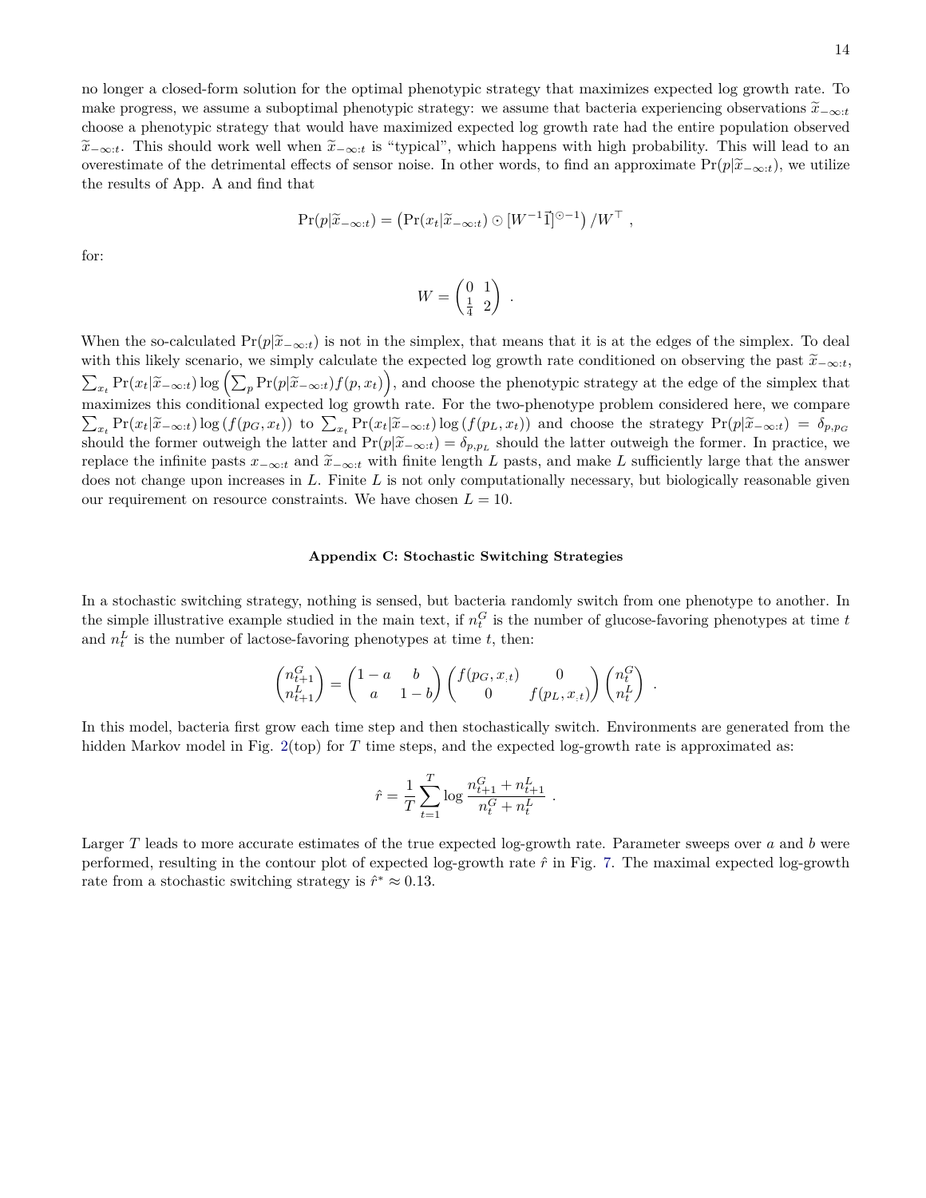no longer a closed-form solution for the optimal phenotypic strategy that maximizes expected log growth rate. To make progress, we assume a suboptimal phenotypic strategy: we assume that bacteria experiencing observations $\widetilde{x}_{-\infty:t}$ choose a phenotypic strategy that would have maximized expected log growth rate had the entire population observed $\widetilde{x}_{-\infty:t}$. This should work well when $\widetilde{x}_{-\infty:t}$ is "typical", which happens with high probability. This will lead to an overestimate of the detrimental effects of sensor noise. In other words, to find an approximate $\Pr(p|\widetilde{x}_{-\infty:t})$, we utilize the results of App. A and find that

$$\Pr(p|\widetilde{x}_{-\infty:t}) = \left(\Pr(x_t|\widetilde{x}_{-\infty:t}) \odot [W^{-1}\vec{1}]^{\odot -1}\right)/W^{\top} \ ,$$

for:

$$W = \begin{pmatrix} 0 & 1 \\ \frac{1}{4} & 2 \end{pmatrix} \ .$$

When the so-calculated $\Pr(p|\widetilde{x}_{-\infty:t})$ is not in the simplex, that means that it is at the edges of the simplex. To deal with this likely scenario, we simply calculate the expected log growth rate conditioned on observing the past $\widetilde{x}_{-\infty:t}$, $\sum_{x_t} \Pr(x_t|\widetilde{x}_{-\infty:t}) \log\left(\sum_p \Pr(p|\widetilde{x}_{-\infty:t}) f(p,x_t)\right)$, and choose the phenotypic strategy at the edge of the simplex that maximizes this conditional expected log growth rate. For the two-phenotype problem considered here, we compare $\sum_{x_t} \Pr(x_t|\widetilde{x}_{-\infty:t}) \log\left(f(p_G,x_t)\right)$ to $\sum_{x_t} \Pr(x_t|\widetilde{x}_{-\infty:t}) \log\left(f(p_L,x_t)\right)$ and choose the strategy $\Pr(p|\widetilde{x}_{-\infty:t}) = \delta_{p,p_G}$ should the former outweigh the latter and $\Pr(p|\widetilde{x}_{-\infty:t}) = \delta_{p,p_L}$ should the latter outweigh the former. In practice, we replace the infinite pasts $x_{-\infty:t}$ and $\widetilde{x}_{-\infty:t}$ with finite length $L$ pasts, and make $L$ sufficiently large that the answer does not change upon increases in $L$. Finite $L$ is not only computationally necessary, but biologically reasonable given our requirement on resource constraints. We have chosen $L = 10$.

## Appendix C: Stochastic Switching Strategies

In a stochastic switching strategy, nothing is sensed, but bacteria randomly switch from one phenotype to another. In the simple illustrative example studied in the main text, if $n_t^G$ is the number of glucose-favoring phenotypes at time $t$ and $n_t^L$ is the number of lactose-favoring phenotypes at time $t$, then:

$$\begin{pmatrix} n_{t+1}^G \\ n_{t+1}^L \end{pmatrix} = \begin{pmatrix} 1-a & b \\ a & 1-b \end{pmatrix} \begin{pmatrix} f(p_G, x_{:t}) & 0 \\ 0 & f(p_L, x_{:t}) \end{pmatrix} \begin{pmatrix} n_t^G \\ n_t^L \end{pmatrix} \ .$$

In this model, bacteria first grow each time step and then stochastically switch. Environments are generated from the hidden Markov model in Fig. 2(top) for $T$ time steps, and the expected log-growth rate is approximated as:

$$\hat{r} = \frac{1}{T} \sum_{t=1}^{T} \log \frac{n_{t+1}^G + n_{t+1}^L}{n_t^G + n_t^L} \ .$$

Larger $T$ leads to more accurate estimates of the true expected log-growth rate. Parameter sweeps over $a$ and $b$ were performed, resulting in the contour plot of expected log-growth rate $\hat{r}$ in Fig. 7. The maximal expected log-growth rate from a stochastic switching strategy is $\hat{r}^* \approx 0.13$.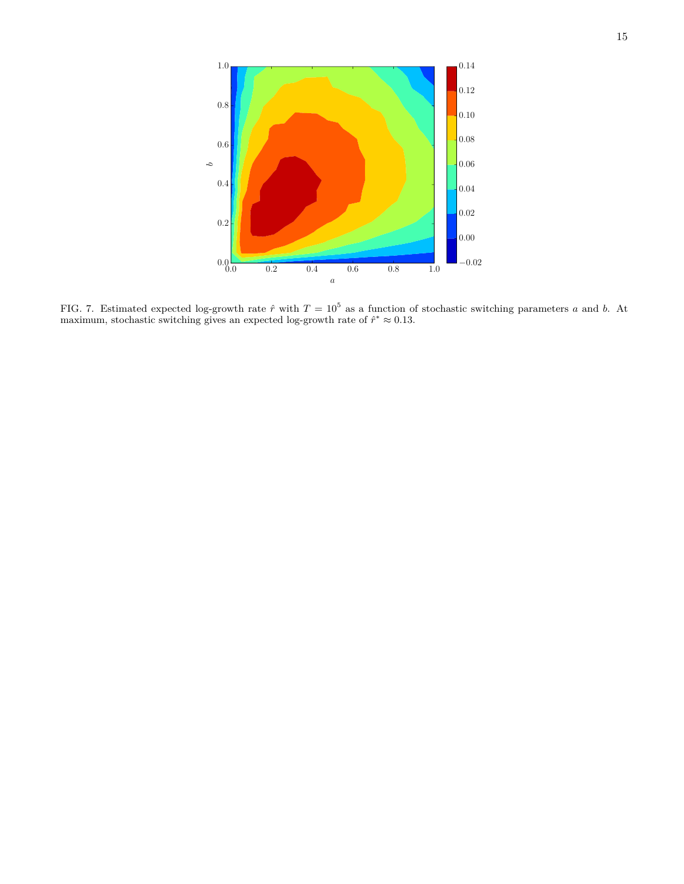1.0
0.8
0.6
0.4
0.2
0.0
0.0
0.2
0.4
0.6
0.8
1.0
$b$
$a$
0.14
0.12
0.10
0.08
0.06
0.04
0.02
0.00
−0.02

FIG. 7. Estimated expected log-growth rate $\hat{r}$ with $T = 10^5$ as a function of stochastic switching parameters $a$ and $b$. At maximum, stochastic switching gives an expected log-growth rate of $\hat{r}^* \approx 0.13$.